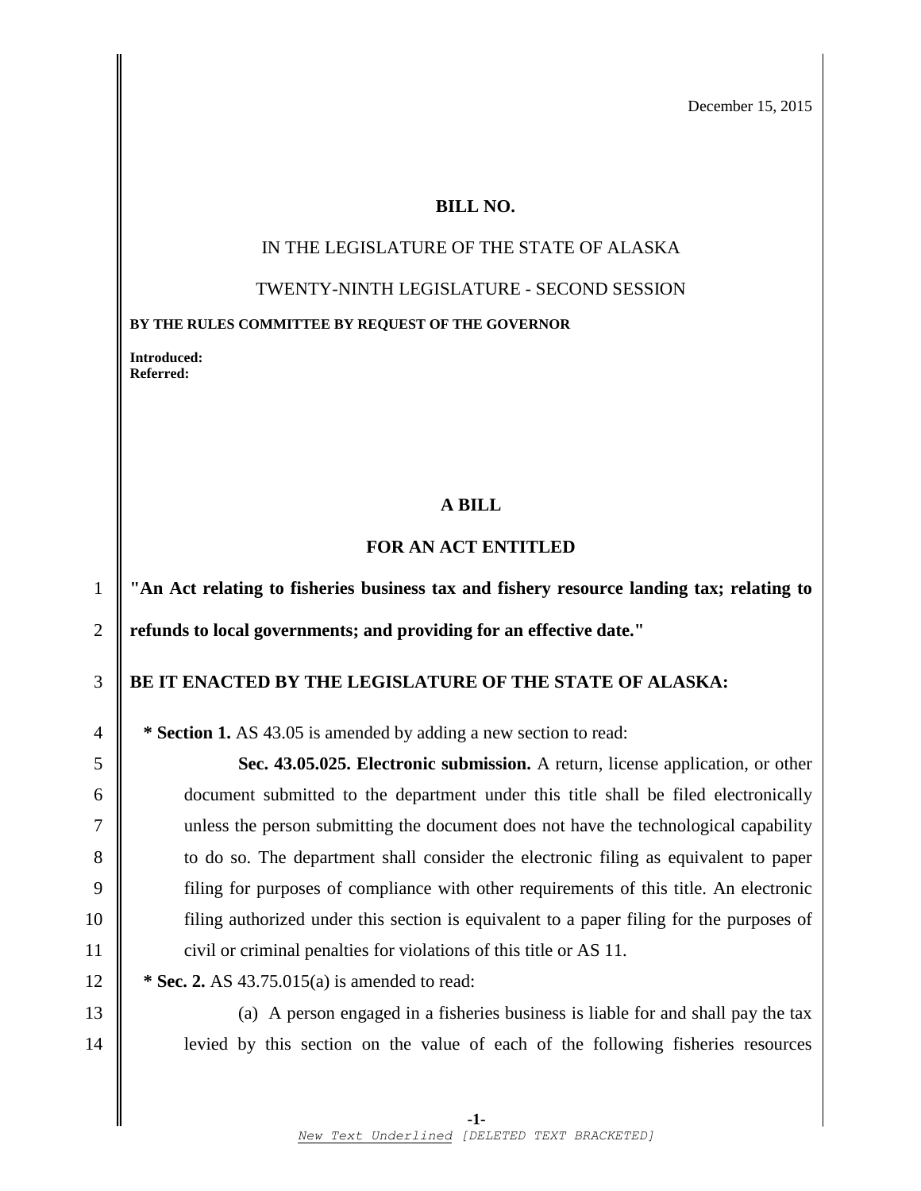December 15, 2015

**BILL NO.**

IN THE LEGISLATURE OF THE STATE OF ALASKA

TWENTY-NINTH LEGISLATURE - SECOND SESSION

**BY THE RULES COMMITTEE BY REQUEST OF THE GOVERNOR**

**Introduced:**
**Referred:**

**A BILL**

**FOR AN ACT ENTITLED**

**"An Act relating to fisheries business tax and fishery resource landing tax; relating to refunds to local governments; and providing for an effective date."**

**BE IT ENACTED BY THE LEGISLATURE OF THE STATE OF ALASKA:**

**\* Section 1.** AS 43.05 is amended by adding a new section to read:

**Sec. 43.05.025. Electronic submission.** A return, license application, or other document submitted to the department under this title shall be filed electronically unless the person submitting the document does not have the technological capability to do so. The department shall consider the electronic filing as equivalent to paper filing for purposes of compliance with other requirements of this title. An electronic filing authorized under this section is equivalent to a paper filing for the purposes of civil or criminal penalties for violations of this title or AS 11.

**\* Sec. 2.** AS 43.75.015(a) is amended to read:

(a) A person engaged in a fisheries business is liable for and shall pay the tax levied by this section on the value of each of the following fisheries resources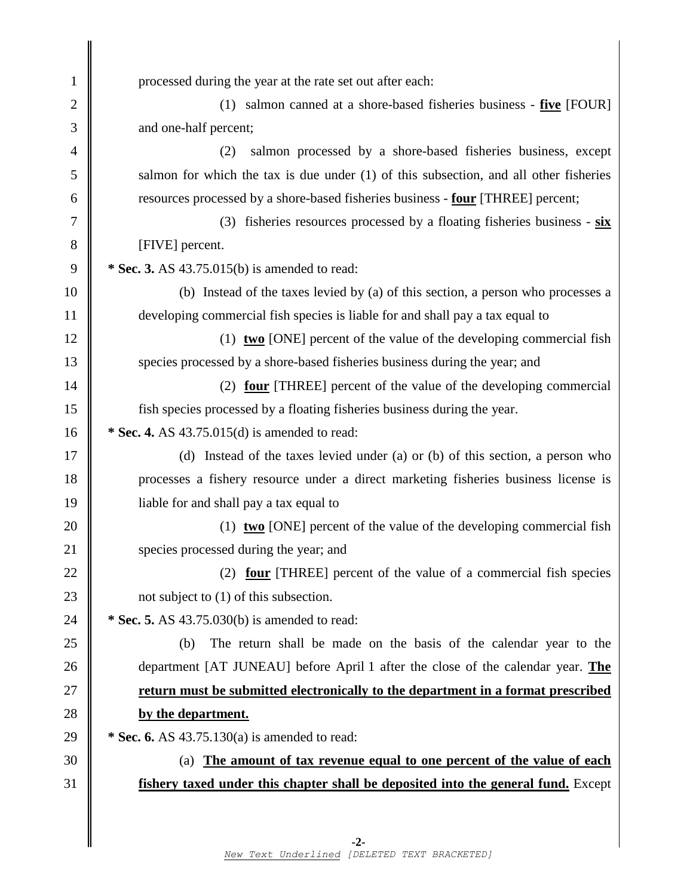processed during the year at the rate set out after each:

(1) salmon canned at a shore-based fisheries business - **five** [FOUR] and one-half percent;

(2) salmon processed by a shore-based fisheries business, except salmon for which the tax is due under (1) of this subsection, and all other fisheries resources processed by a shore-based fisheries business - **four** [THREE] percent;

(3) fisheries resources processed by a floating fisheries business - **six** [FIVE] percent.

**\* Sec. 3.** AS 43.75.015(b) is amended to read:

(b) Instead of the taxes levied by (a) of this section, a person who processes a developing commercial fish species is liable for and shall pay a tax equal to

(1) **two** [ONE] percent of the value of the developing commercial fish species processed by a shore-based fisheries business during the year; and

(2) **four** [THREE] percent of the value of the developing commercial fish species processed by a floating fisheries business during the year.

**\* Sec. 4.** AS 43.75.015(d) is amended to read:

(d) Instead of the taxes levied under (a) or (b) of this section, a person who processes a fishery resource under a direct marketing fisheries business license is liable for and shall pay a tax equal to

(1) **two** [ONE] percent of the value of the developing commercial fish species processed during the year; and

(2) **four** [THREE] percent of the value of a commercial fish species not subject to (1) of this subsection.

**\* Sec. 5.** AS 43.75.030(b) is amended to read:

(b) The return shall be made on the basis of the calendar year to the department [AT JUNEAU] before April 1 after the close of the calendar year. **The return must be submitted electronically to the department in a format prescribed by the department.**

**\* Sec. 6.** AS 43.75.130(a) is amended to read:

(a) **The amount of tax revenue equal to one percent of the value of each fishery taxed under this chapter shall be deposited into the general fund.** Except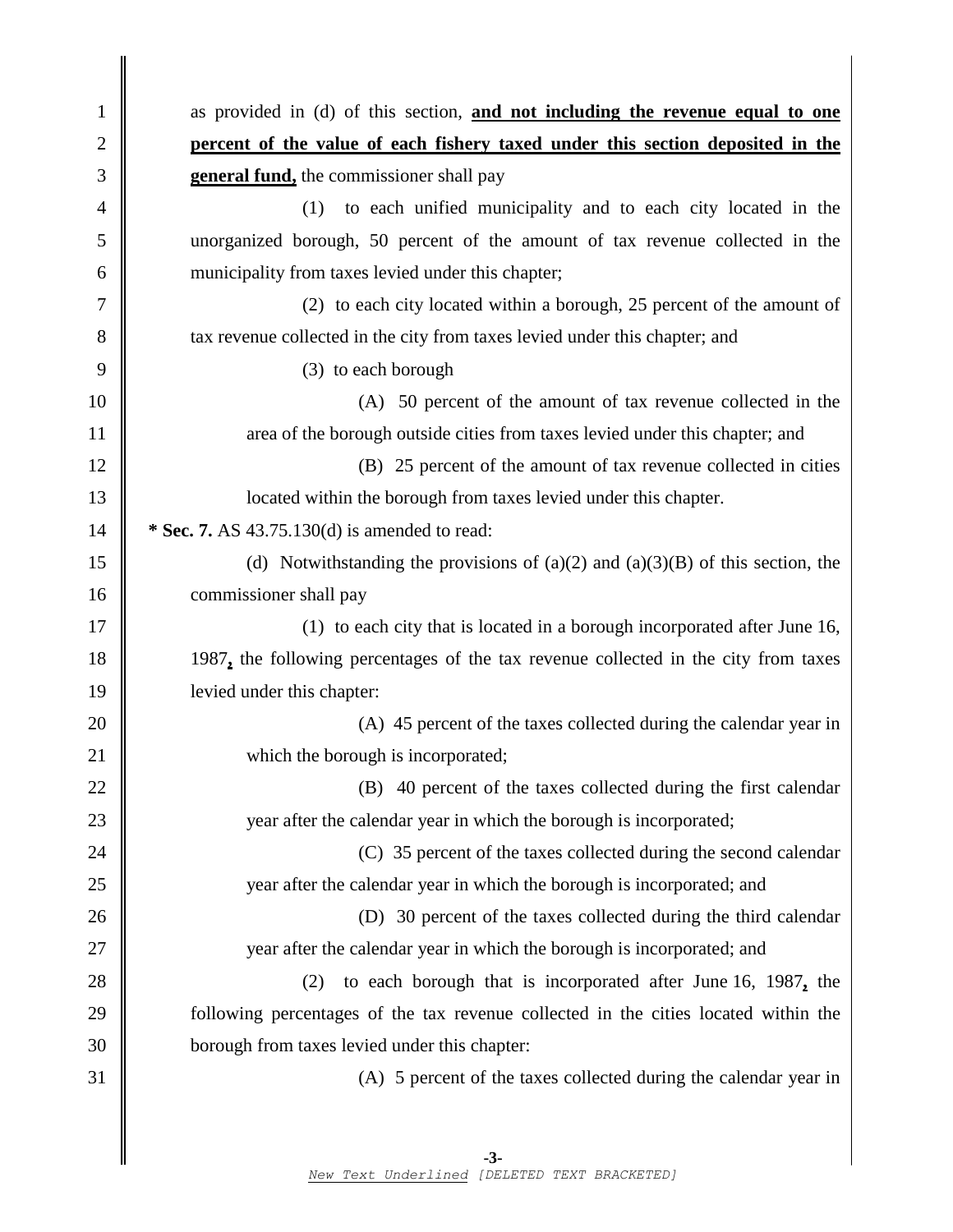as provided in (d) of this section, **<u>and not including the revenue equal to one percent of the value of each fishery taxed under this section deposited in the general fund,</u>** the commissioner shall pay

(1) to each unified municipality and to each city located in the unorganized borough, 50 percent of the amount of tax revenue collected in the municipality from taxes levied under this chapter;

(2) to each city located within a borough, 25 percent of the amount of tax revenue collected in the city from taxes levied under this chapter; and

(3) to each borough

(A) 50 percent of the amount of tax revenue collected in the area of the borough outside cities from taxes levied under this chapter; and

(B) 25 percent of the amount of tax revenue collected in cities located within the borough from taxes levied under this chapter.

**\* Sec. 7.** AS 43.75.130(d) is amended to read:

(d) Notwithstanding the provisions of (a)(2) and (a)(3)(B) of this section, the commissioner shall pay

(1) to each city that is located in a borough incorporated after June 16, 1987**<u>,</u>** the following percentages of the tax revenue collected in the city from taxes levied under this chapter:

(A) 45 percent of the taxes collected during the calendar year in which the borough is incorporated;

(B) 40 percent of the taxes collected during the first calendar year after the calendar year in which the borough is incorporated;

(C) 35 percent of the taxes collected during the second calendar year after the calendar year in which the borough is incorporated; and

(D) 30 percent of the taxes collected during the third calendar year after the calendar year in which the borough is incorporated; and

(2) to each borough that is incorporated after June 16, 1987**<u>,</u>** the following percentages of the tax revenue collected in the cities located within the borough from taxes levied under this chapter:

(A) 5 percent of the taxes collected during the calendar year in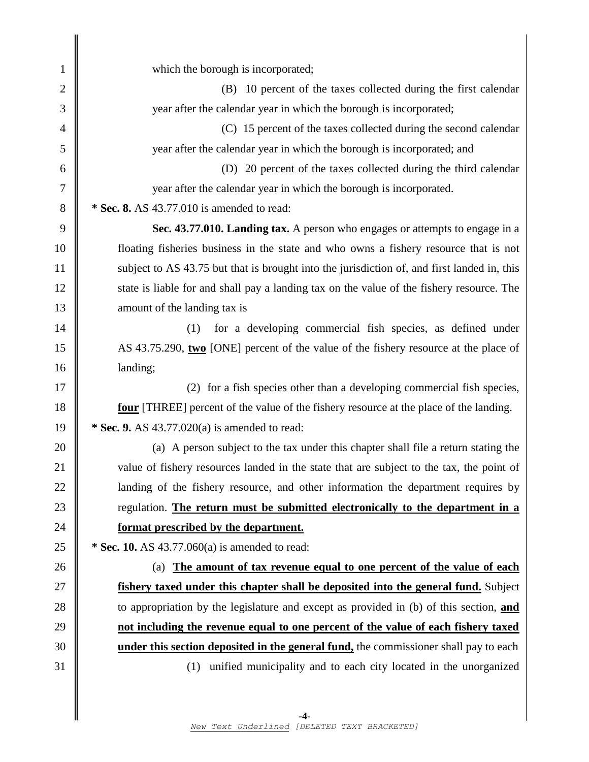which the borough is incorporated;

(B) 10 percent of the taxes collected during the first calendar year after the calendar year in which the borough is incorporated;

(C) 15 percent of the taxes collected during the second calendar year after the calendar year in which the borough is incorporated; and

(D) 20 percent of the taxes collected during the third calendar year after the calendar year in which the borough is incorporated.

**\* Sec. 8.** AS 43.77.010 is amended to read:

**Sec. 43.77.010. Landing tax.** A person who engages or attempts to engage in a floating fisheries business in the state and who owns a fishery resource that is not subject to AS 43.75 but that is brought into the jurisdiction of, and first landed in, this state is liable for and shall pay a landing tax on the value of the fishery resource. The amount of the landing tax is

(1) for a developing commercial fish species, as defined under AS 43.75.290, **two** [ONE] percent of the value of the fishery resource at the place of landing;

(2) for a fish species other than a developing commercial fish species, **four** [THREE] percent of the value of the fishery resource at the place of the landing.

**\* Sec. 9.** AS 43.77.020(a) is amended to read:

(a) A person subject to the tax under this chapter shall file a return stating the value of fishery resources landed in the state that are subject to the tax, the point of landing of the fishery resource, and other information the department requires by regulation. **The return must be submitted electronically to the department in a format prescribed by the department.**

**\* Sec. 10.** AS 43.77.060(a) is amended to read:

(a) **The amount of tax revenue equal to one percent of the value of each fishery taxed under this chapter shall be deposited into the general fund.** Subject to appropriation by the legislature and except as provided in (b) of this section, **and not including the revenue equal to one percent of the value of each fishery taxed under this section deposited in the general fund,** the commissioner shall pay to each

(1) unified municipality and to each city located in the unorganized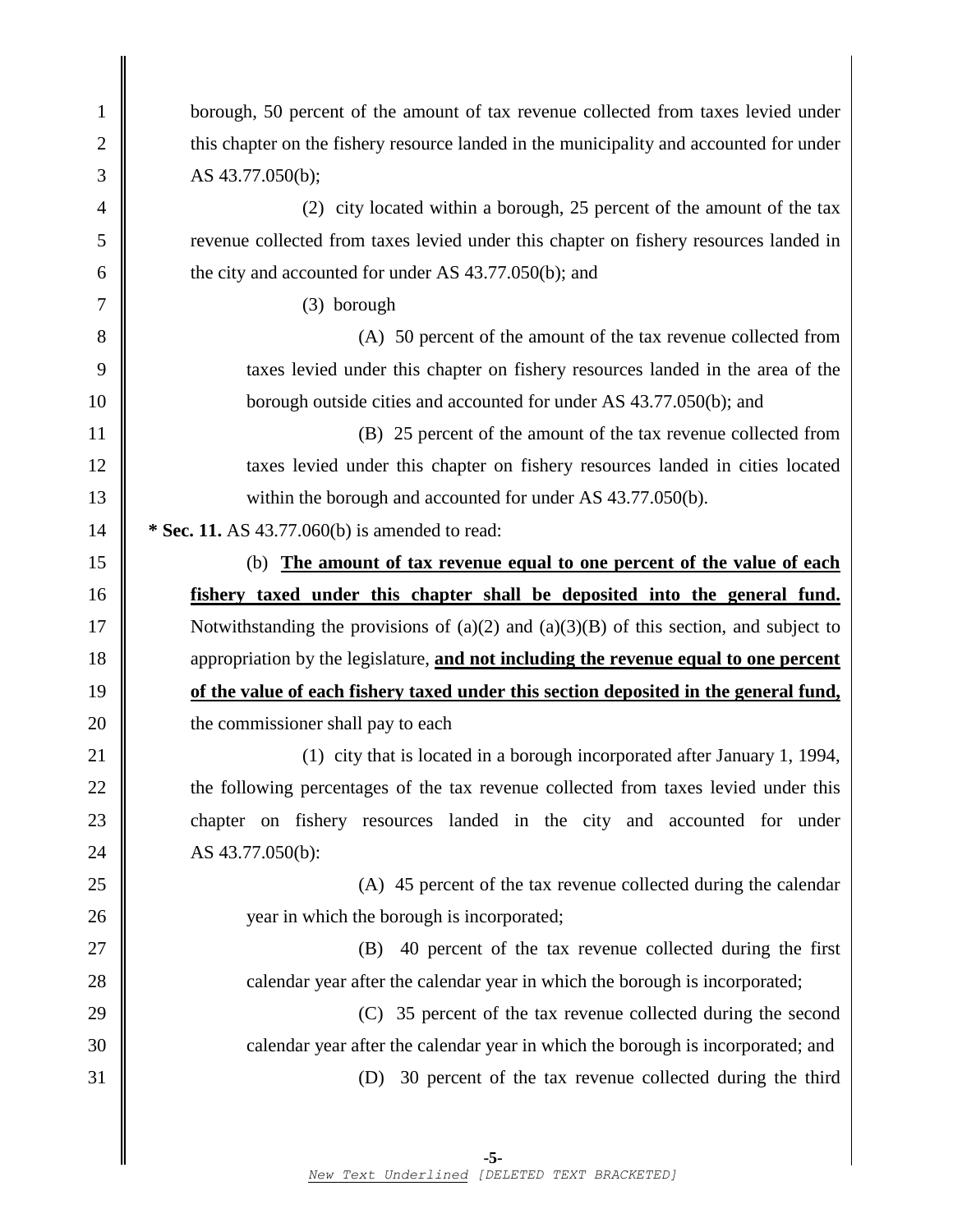borough, 50 percent of the amount of tax revenue collected from taxes levied under this chapter on the fishery resource landed in the municipality and accounted for under AS 43.77.050(b);

(2) city located within a borough, 25 percent of the amount of the tax revenue collected from taxes levied under this chapter on fishery resources landed in the city and accounted for under AS 43.77.050(b); and

(3) borough

(A) 50 percent of the amount of the tax revenue collected from taxes levied under this chapter on fishery resources landed in the area of the borough outside cities and accounted for under AS 43.77.050(b); and

(B) 25 percent of the amount of the tax revenue collected from taxes levied under this chapter on fishery resources landed in cities located within the borough and accounted for under AS 43.77.050(b).

**\* Sec. 11.** AS 43.77.060(b) is amended to read:

(b) **<u>The amount of tax revenue equal to one percent of the value of each fishery taxed under this chapter shall be deposited into the general fund.</u>** Notwithstanding the provisions of (a)(2) and (a)(3)(B) of this section, and subject to appropriation by the legislature, **<u>and not including the revenue equal to one percent of the value of each fishery taxed under this section deposited in the general fund,</u>** the commissioner shall pay to each

(1) city that is located in a borough incorporated after January 1, 1994, the following percentages of the tax revenue collected from taxes levied under this chapter on fishery resources landed in the city and accounted for under AS 43.77.050(b):

(A) 45 percent of the tax revenue collected during the calendar year in which the borough is incorporated;

(B) 40 percent of the tax revenue collected during the first calendar year after the calendar year in which the borough is incorporated;

(C) 35 percent of the tax revenue collected during the second calendar year after the calendar year in which the borough is incorporated; and

(D) 30 percent of the tax revenue collected during the third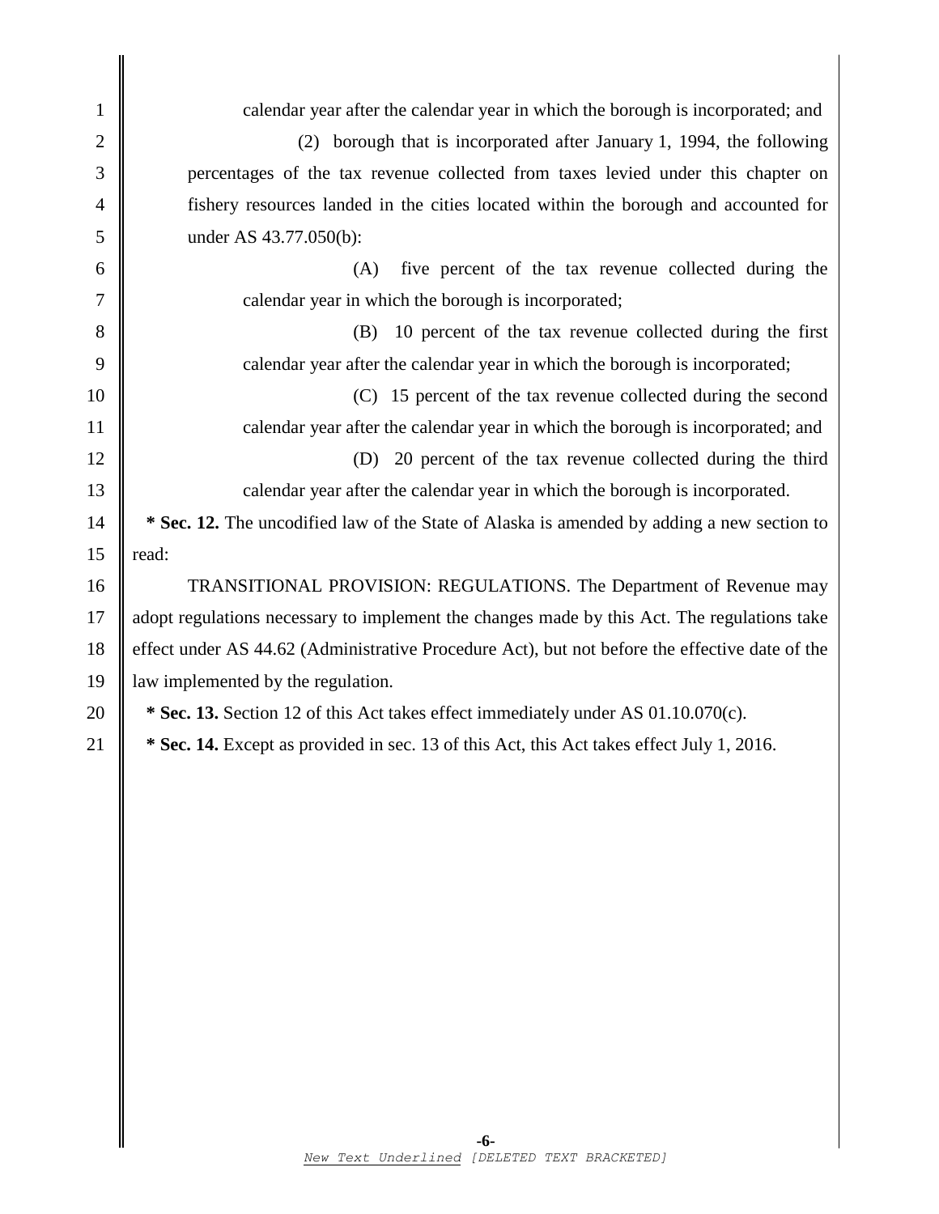calendar year after the calendar year in which the borough is incorporated; and

(2) borough that is incorporated after January 1, 1994, the following percentages of the tax revenue collected from taxes levied under this chapter on fishery resources landed in the cities located within the borough and accounted for under AS 43.77.050(b):

(A) five percent of the tax revenue collected during the calendar year in which the borough is incorporated;

(B) 10 percent of the tax revenue collected during the first calendar year after the calendar year in which the borough is incorporated;

(C) 15 percent of the tax revenue collected during the second calendar year after the calendar year in which the borough is incorporated; and

(D) 20 percent of the tax revenue collected during the third calendar year after the calendar year in which the borough is incorporated.

**\* Sec. 12.** The uncodified law of the State of Alaska is amended by adding a new section to read:

TRANSITIONAL PROVISION: REGULATIONS. The Department of Revenue may adopt regulations necessary to implement the changes made by this Act. The regulations take effect under AS 44.62 (Administrative Procedure Act), but not before the effective date of the law implemented by the regulation.

**\* Sec. 13.** Section 12 of this Act takes effect immediately under AS 01.10.070(c).

**\* Sec. 14.** Except as provided in sec. 13 of this Act, this Act takes effect July 1, 2016.

*New Text Underlined [DELETED TEXT BRACKETED]*